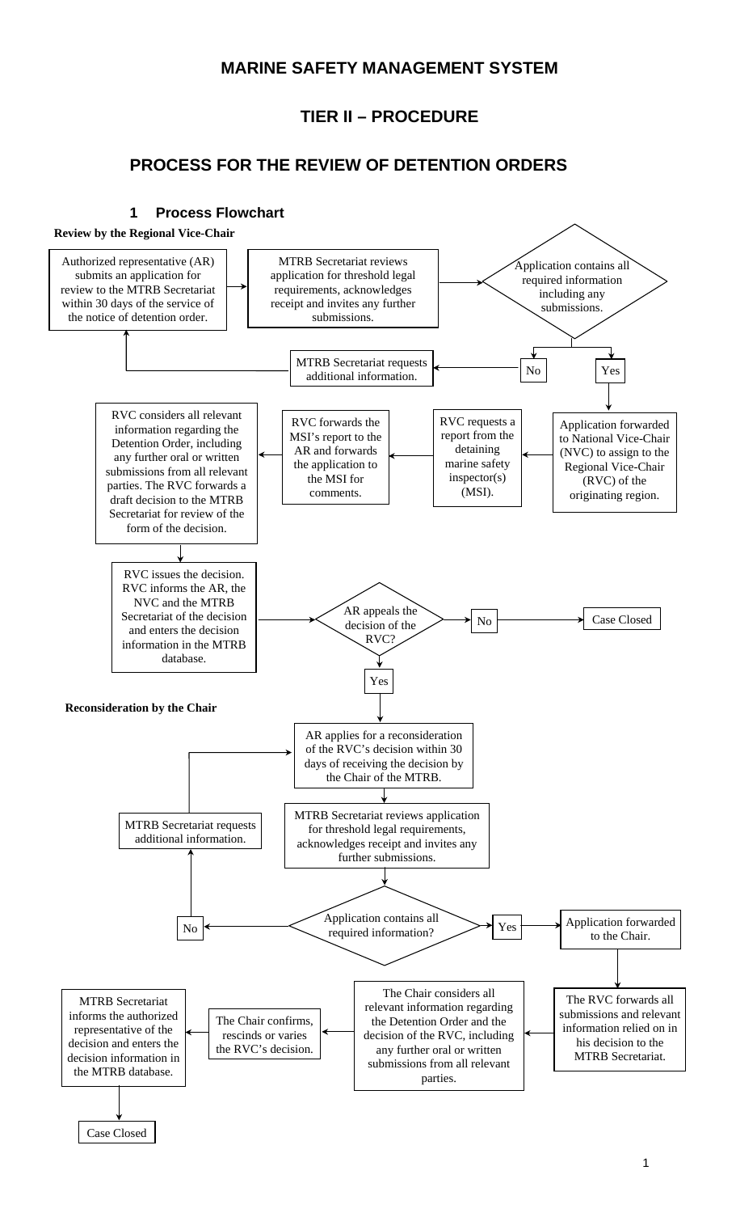# MARINE SAFETY MANAGEMENT SYSTEM

## TIER II – PROCEDURE

## PROCESS FOR THE REVIEW OF DETENTION ORDERS

### 1 Process Flowchart

**Review by the Regional Vice-Chair**

Authorized representative (AR) submits an application for review to the MTRB Secretariat within 30 days of the service of the notice of detention order.

MTRB Secretariat reviews application for threshold legal requirements, acknowledges receipt and invites any further submissions.

Application contains all required information including any submissions.

No

MTRB Secretariat requests additional information.

Yes

Application forwarded to National Vice-Chair (NVC) to assign to the Regional Vice-Chair (RVC) of the originating region.

RVC requests a report from the detaining marine safety inspector(s) (MSI).

RVC forwards the MSI's report to the AR and forwards the application to the MSI for comments.

RVC considers all relevant information regarding the Detention Order, including any further oral or written submissions from all relevant parties. The RVC forwards a draft decision to the MTRB Secretariat for review of the form of the decision.

RVC issues the decision. RVC informs the AR, the NVC and the MTRB Secretariat of the decision and enters the decision information in the MTRB database.

AR appeals the decision of the RVC?

No

Case Closed

Yes

**Reconsideration by the Chair**

AR applies for a reconsideration of the RVC's decision within 30 days of receiving the decision by the Chair of the MTRB.

MTRB Secretariat reviews application for threshold legal requirements, acknowledges receipt and invites any further submissions.

Application contains all required information?

No

MTRB Secretariat requests additional information.

Yes

Application forwarded to the Chair.

The RVC forwards all submissions and relevant information relied on in his decision to the MTRB Secretariat.

The Chair considers all relevant information regarding the Detention Order and the decision of the RVC, including any further oral or written submissions from all relevant parties.

The Chair confirms, rescinds or varies the RVC's decision.

MTRB Secretariat informs the authorized representative of the decision and enters the decision information in the MTRB database.

Case Closed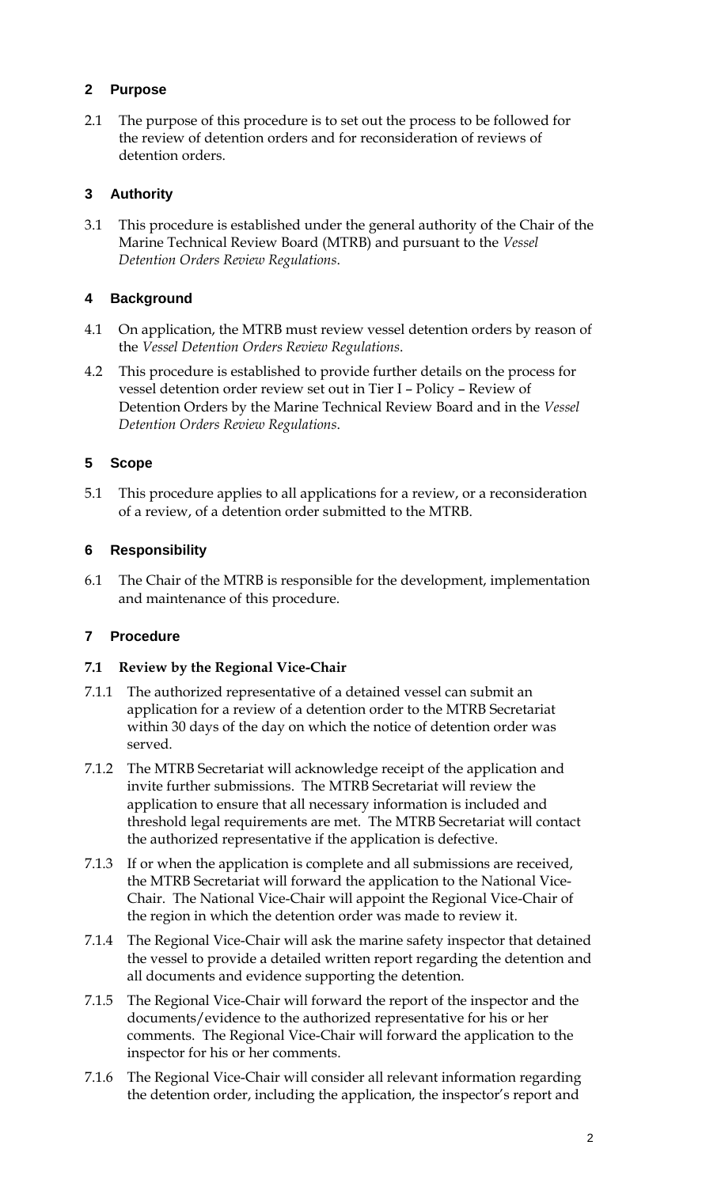## 2 Purpose

2.1 The purpose of this procedure is to set out the process to be followed for the review of detention orders and for reconsideration of reviews of detention orders.

## 3 Authority

3.1 This procedure is established under the general authority of the Chair of the Marine Technical Review Board (MTRB) and pursuant to the *Vessel Detention Orders Review Regulations*.

## 4 Background

4.1 On application, the MTRB must review vessel detention orders by reason of the *Vessel Detention Orders Review Regulations*.

4.2 This procedure is established to provide further details on the process for vessel detention order review set out in Tier I – Policy – Review of Detention Orders by the Marine Technical Review Board and in the *Vessel Detention Orders Review Regulations*.

## 5 Scope

5.1 This procedure applies to all applications for a review, or a reconsideration of a review, of a detention order submitted to the MTRB.

## 6 Responsibility

6.1 The Chair of the MTRB is responsible for the development, implementation and maintenance of this procedure.

## 7 Procedure

### 7.1 Review by the Regional Vice-Chair

7.1.1 The authorized representative of a detained vessel can submit an application for a review of a detention order to the MTRB Secretariat within 30 days of the day on which the notice of detention order was served.

7.1.2 The MTRB Secretariat will acknowledge receipt of the application and invite further submissions. The MTRB Secretariat will review the application to ensure that all necessary information is included and threshold legal requirements are met. The MTRB Secretariat will contact the authorized representative if the application is defective.

7.1.3 If or when the application is complete and all submissions are received, the MTRB Secretariat will forward the application to the National Vice-Chair. The National Vice-Chair will appoint the Regional Vice-Chair of the region in which the detention order was made to review it.

7.1.4 The Regional Vice-Chair will ask the marine safety inspector that detained the vessel to provide a detailed written report regarding the detention and all documents and evidence supporting the detention.

7.1.5 The Regional Vice-Chair will forward the report of the inspector and the documents/evidence to the authorized representative for his or her comments. The Regional Vice-Chair will forward the application to the inspector for his or her comments.

7.1.6 The Regional Vice-Chair will consider all relevant information regarding the detention order, including the application, the inspector's report and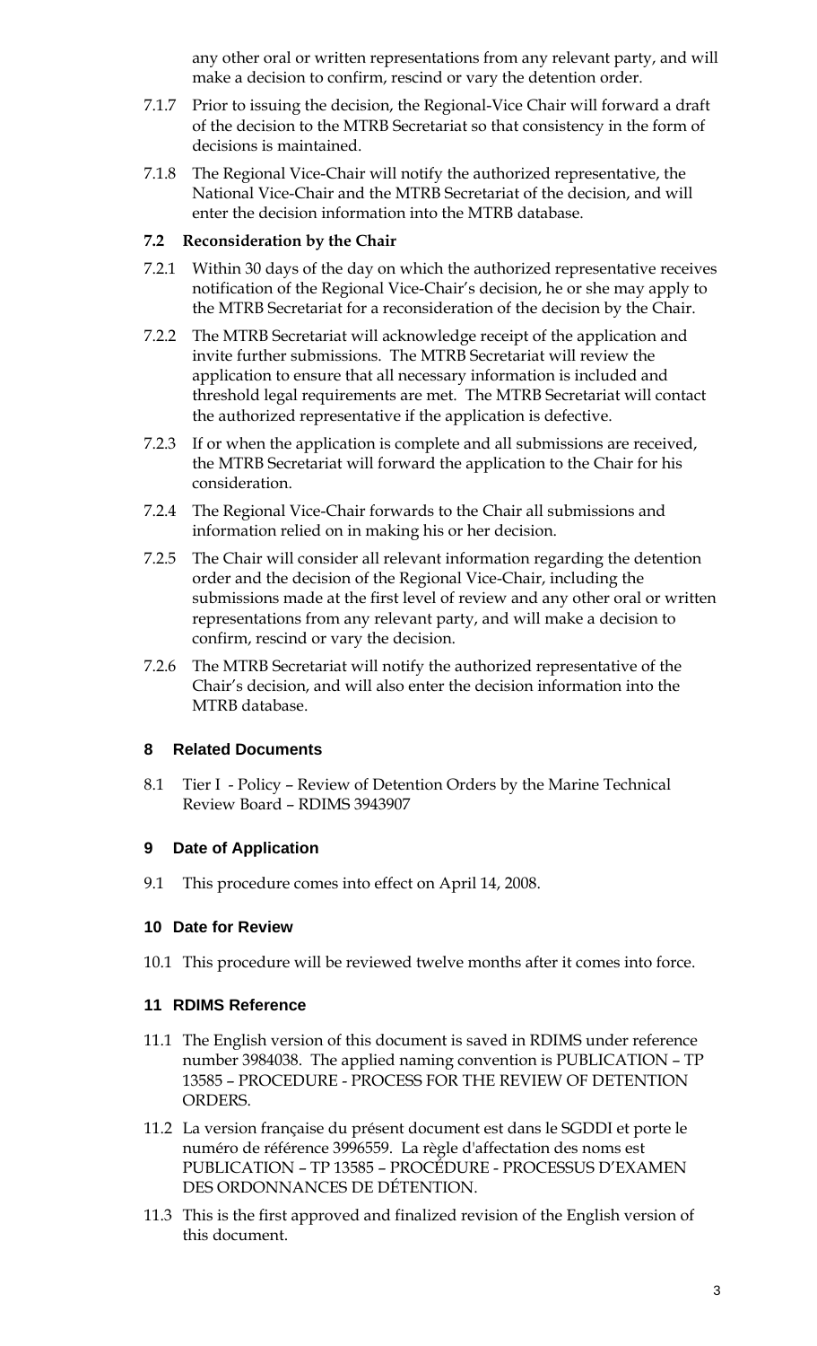any other oral or written representations from any relevant party, and will make a decision to confirm, rescind or vary the detention order.

7.1.7 Prior to issuing the decision, the Regional-Vice Chair will forward a draft of the decision to the MTRB Secretariat so that consistency in the form of decisions is maintained.

7.1.8 The Regional Vice-Chair will notify the authorized representative, the National Vice-Chair and the MTRB Secretariat of the decision, and will enter the decision information into the MTRB database.

### 7.2 Reconsideration by the Chair

7.2.1 Within 30 days of the day on which the authorized representative receives notification of the Regional Vice-Chair's decision, he or she may apply to the MTRB Secretariat for a reconsideration of the decision by the Chair.

7.2.2 The MTRB Secretariat will acknowledge receipt of the application and invite further submissions. The MTRB Secretariat will review the application to ensure that all necessary information is included and threshold legal requirements are met. The MTRB Secretariat will contact the authorized representative if the application is defective.

7.2.3 If or when the application is complete and all submissions are received, the MTRB Secretariat will forward the application to the Chair for his consideration.

7.2.4 The Regional Vice-Chair forwards to the Chair all submissions and information relied on in making his or her decision.

7.2.5 The Chair will consider all relevant information regarding the detention order and the decision of the Regional Vice-Chair, including the submissions made at the first level of review and any other oral or written representations from any relevant party, and will make a decision to confirm, rescind or vary the decision.

7.2.6 The MTRB Secretariat will notify the authorized representative of the Chair's decision, and will also enter the decision information into the MTRB database.

## 8 Related Documents

8.1 Tier I - Policy – Review of Detention Orders by the Marine Technical Review Board – RDIMS 3943907

## 9 Date of Application

9.1 This procedure comes into effect on April 14, 2008.

## 10 Date for Review

10.1 This procedure will be reviewed twelve months after it comes into force.

## 11 RDIMS Reference

11.1 The English version of this document is saved in RDIMS under reference number 3984038. The applied naming convention is PUBLICATION – TP 13585 – PROCEDURE - PROCESS FOR THE REVIEW OF DETENTION ORDERS.

11.2 La version française du présent document est dans le SGDDI et porte le numéro de référence 3996559. La règle d'affectation des noms est PUBLICATION – TP 13585 – PROCÉDURE - PROCESSUS D'EXAMEN DES ORDONNANCES DE DÉTENTION.

11.3 This is the first approved and finalized revision of the English version of this document.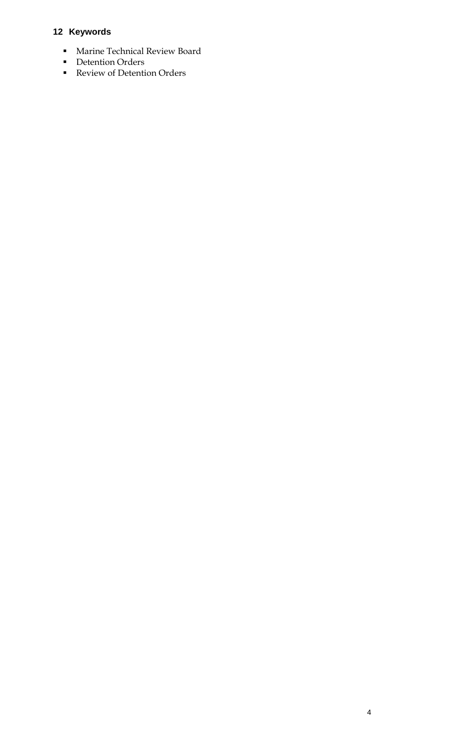## 12 Keywords

- Marine Technical Review Board
- Detention Orders
- Review of Detention Orders